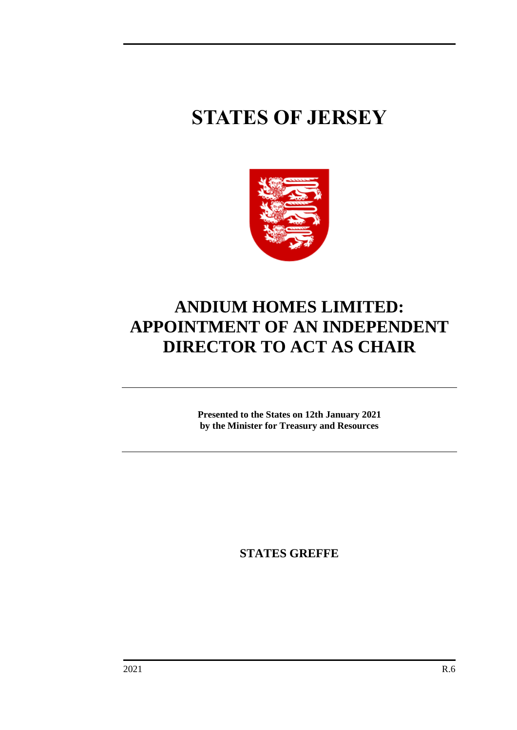# STATES OF JERSEY

# ANDIUM HOMES LIMITED: APPOINTMENT OF AN INDEPENDENT DIRECTOR TO ACT AS CHAIR

**Presented to the States on 12th January 2021**
**by the Minister for Treasury and Resources**

**STATES GREFFE**

2021 R.6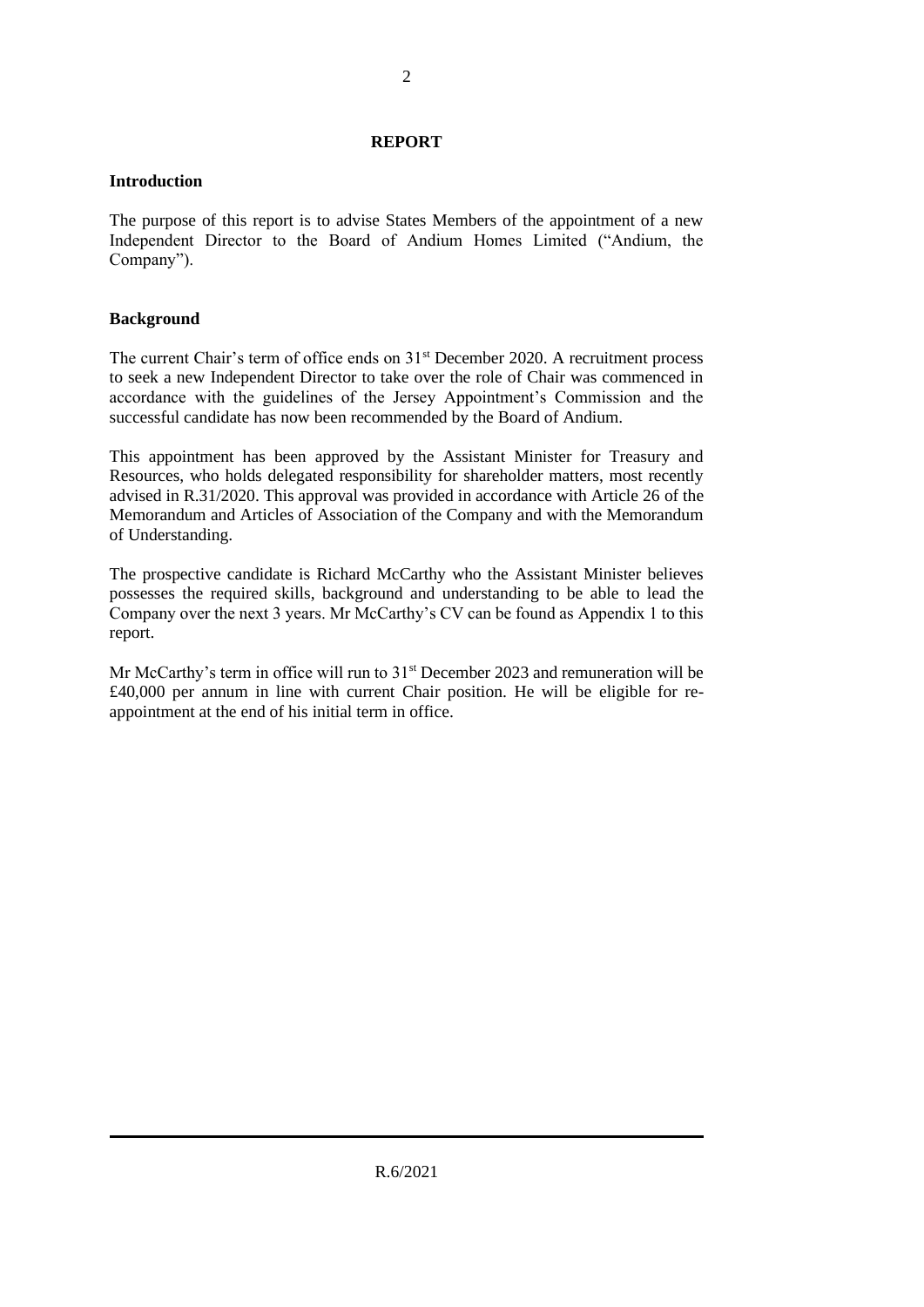## REPORT

### Introduction

The purpose of this report is to advise States Members of the appointment of a new Independent Director to the Board of Andium Homes Limited ("Andium, the Company").

### Background

The current Chair's term of office ends on 31st December 2020. A recruitment process to seek a new Independent Director to take over the role of Chair was commenced in accordance with the guidelines of the Jersey Appointment's Commission and the successful candidate has now been recommended by the Board of Andium.

This appointment has been approved by the Assistant Minister for Treasury and Resources, who holds delegated responsibility for shareholder matters, most recently advised in R.31/2020. This approval was provided in accordance with Article 26 of the Memorandum and Articles of Association of the Company and with the Memorandum of Understanding.

The prospective candidate is Richard McCarthy who the Assistant Minister believes possesses the required skills, background and understanding to be able to lead the Company over the next 3 years. Mr McCarthy's CV can be found as Appendix 1 to this report.

Mr McCarthy's term in office will run to 31st December 2023 and remuneration will be £40,000 per annum in line with current Chair position. He will be eligible for re-appointment at the end of his initial term in office.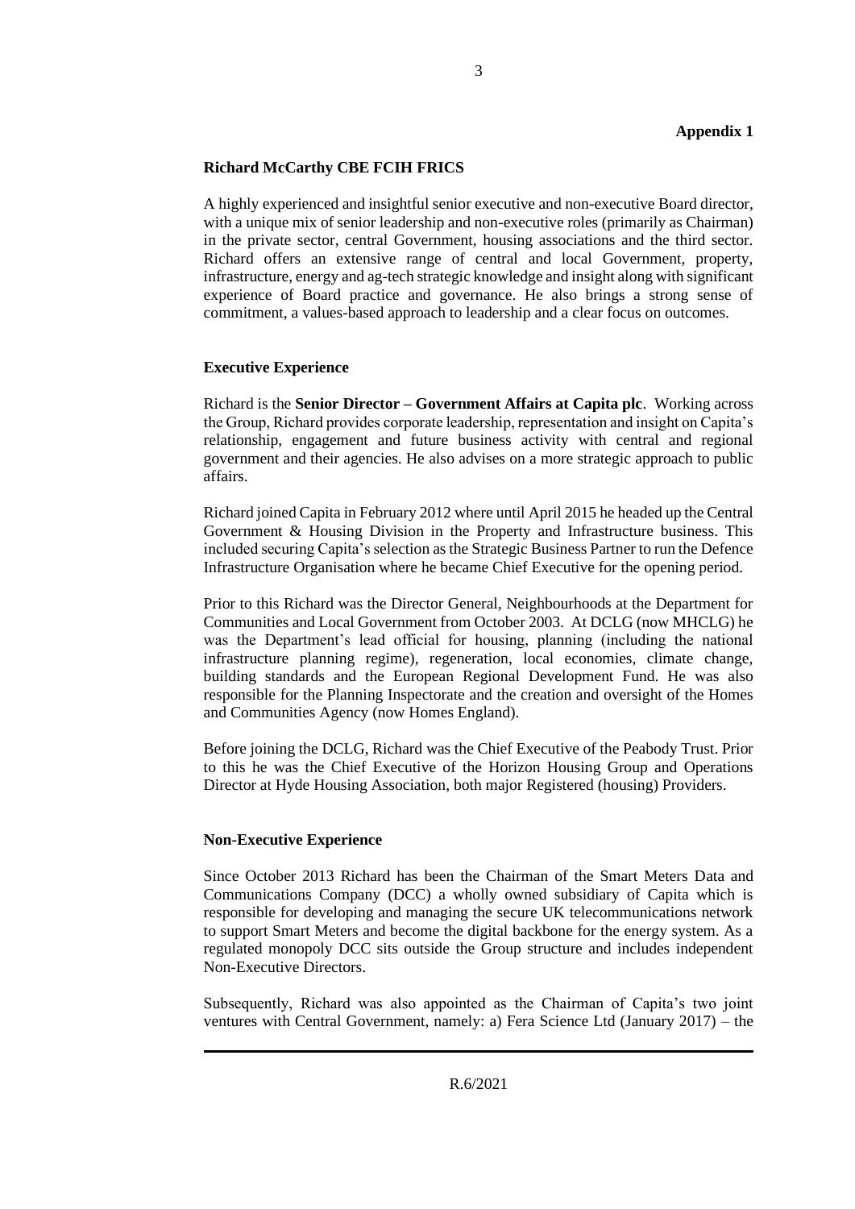**Appendix 1**

**Richard McCarthy CBE FCIH FRICS**

A highly experienced and insightful senior executive and non-executive Board director, with a unique mix of senior leadership and non-executive roles (primarily as Chairman) in the private sector, central Government, housing associations and the third sector. Richard offers an extensive range of central and local Government, property, infrastructure, energy and ag-tech strategic knowledge and insight along with significant experience of Board practice and governance. He also brings a strong sense of commitment, a values-based approach to leadership and a clear focus on outcomes.

**Executive Experience**

Richard is the **Senior Director – Government Affairs at Capita plc**. Working across the Group, Richard provides corporate leadership, representation and insight on Capita's relationship, engagement and future business activity with central and regional government and their agencies. He also advises on a more strategic approach to public affairs.

Richard joined Capita in February 2012 where until April 2015 he headed up the Central Government & Housing Division in the Property and Infrastructure business. This included securing Capita's selection as the Strategic Business Partner to run the Defence Infrastructure Organisation where he became Chief Executive for the opening period.

Prior to this Richard was the Director General, Neighbourhoods at the Department for Communities and Local Government from October 2003. At DCLG (now MHCLG) he was the Department's lead official for housing, planning (including the national infrastructure planning regime), regeneration, local economies, climate change, building standards and the European Regional Development Fund. He was also responsible for the Planning Inspectorate and the creation and oversight of the Homes and Communities Agency (now Homes England).

Before joining the DCLG, Richard was the Chief Executive of the Peabody Trust. Prior to this he was the Chief Executive of the Horizon Housing Group and Operations Director at Hyde Housing Association, both major Registered (housing) Providers.

**Non-Executive Experience**

Since October 2013 Richard has been the Chairman of the Smart Meters Data and Communications Company (DCC) a wholly owned subsidiary of Capita which is responsible for developing and managing the secure UK telecommunications network to support Smart Meters and become the digital backbone for the energy system. As a regulated monopoly DCC sits outside the Group structure and includes independent Non-Executive Directors.

Subsequently, Richard was also appointed as the Chairman of Capita's two joint ventures with Central Government, namely: a) Fera Science Ltd (January 2017) – the

R.6/2021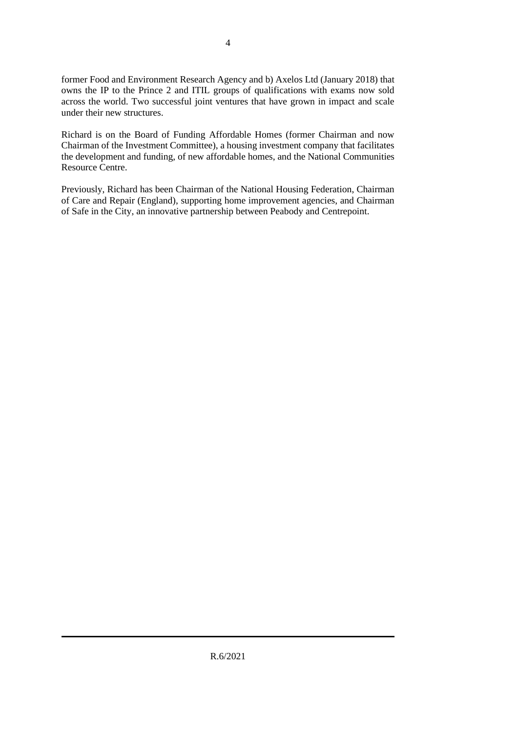former Food and Environment Research Agency and b) Axelos Ltd (January 2018) that owns the IP to the Prince 2 and ITIL groups of qualifications with exams now sold across the world. Two successful joint ventures that have grown in impact and scale under their new structures.

Richard is on the Board of Funding Affordable Homes (former Chairman and now Chairman of the Investment Committee), a housing investment company that facilitates the development and funding, of new affordable homes, and the National Communities Resource Centre.

Previously, Richard has been Chairman of the National Housing Federation, Chairman of Care and Repair (England), supporting home improvement agencies, and Chairman of Safe in the City, an innovative partnership between Peabody and Centrepoint.